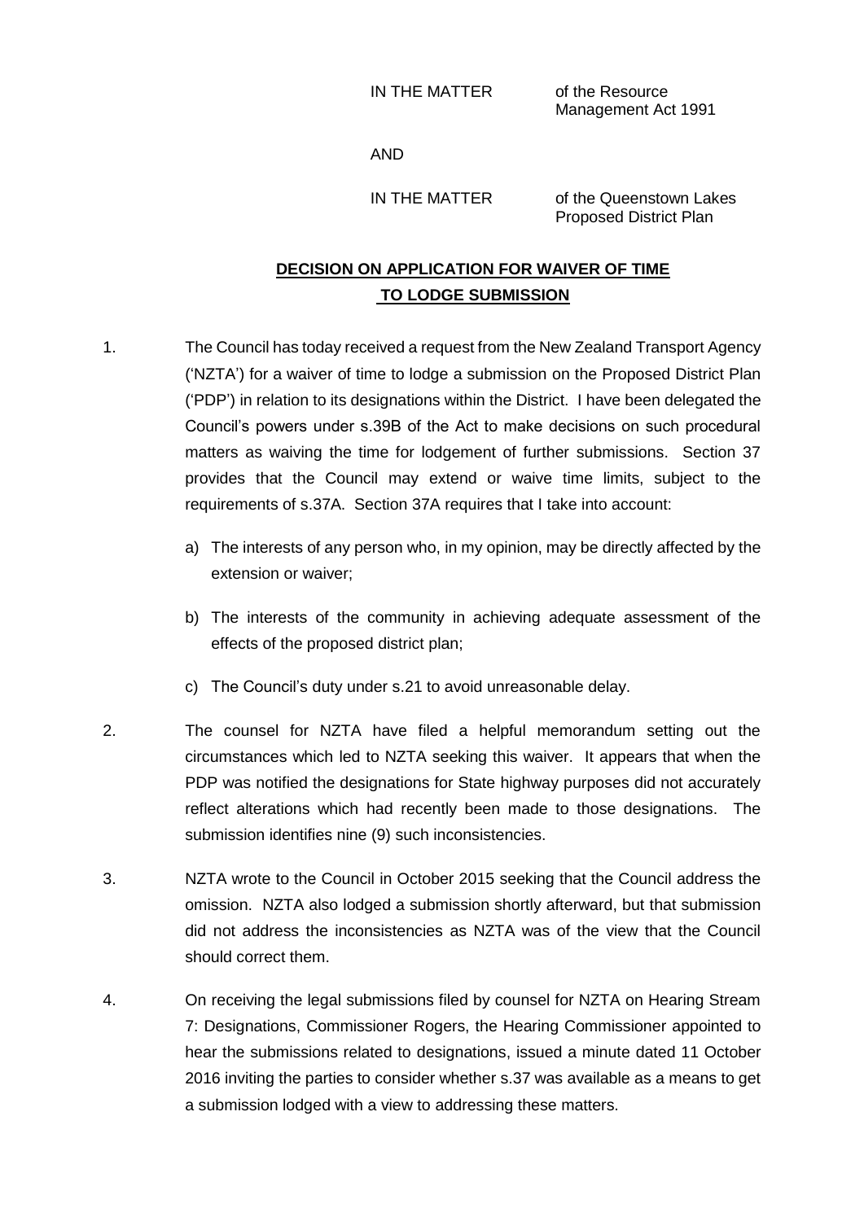IN THE MATTER of the Resource Management Act 1991

AND

IN THE MATTER of the Queenstown Lakes Proposed District Plan

## DECISION ON APPLICATION FOR WAIVER OF TIME TO LODGE SUBMISSION

1. The Council has today received a request from the New Zealand Transport Agency ('NZTA') for a waiver of time to lodge a submission on the Proposed District Plan ('PDP') in relation to its designations within the District. I have been delegated the Council's powers under s.39B of the Act to make decisions on such procedural matters as waiving the time for lodgement of further submissions. Section 37 provides that the Council may extend or waive time limits, subject to the requirements of s.37A. Section 37A requires that I take into account:

    a) The interests of any person who, in my opinion, may be directly affected by the extension or waiver;

    b) The interests of the community in achieving adequate assessment of the effects of the proposed district plan;

    c) The Council's duty under s.21 to avoid unreasonable delay.

2. The counsel for NZTA have filed a helpful memorandum setting out the circumstances which led to NZTA seeking this waiver. It appears that when the PDP was notified the designations for State highway purposes did not accurately reflect alterations which had recently been made to those designations. The submission identifies nine (9) such inconsistencies.

3. NZTA wrote to the Council in October 2015 seeking that the Council address the omission. NZTA also lodged a submission shortly afterward, but that submission did not address the inconsistencies as NZTA was of the view that the Council should correct them.

4. On receiving the legal submissions filed by counsel for NZTA on Hearing Stream 7: Designations, Commissioner Rogers, the Hearing Commissioner appointed to hear the submissions related to designations, issued a minute dated 11 October 2016 inviting the parties to consider whether s.37 was available as a means to get a submission lodged with a view to addressing these matters.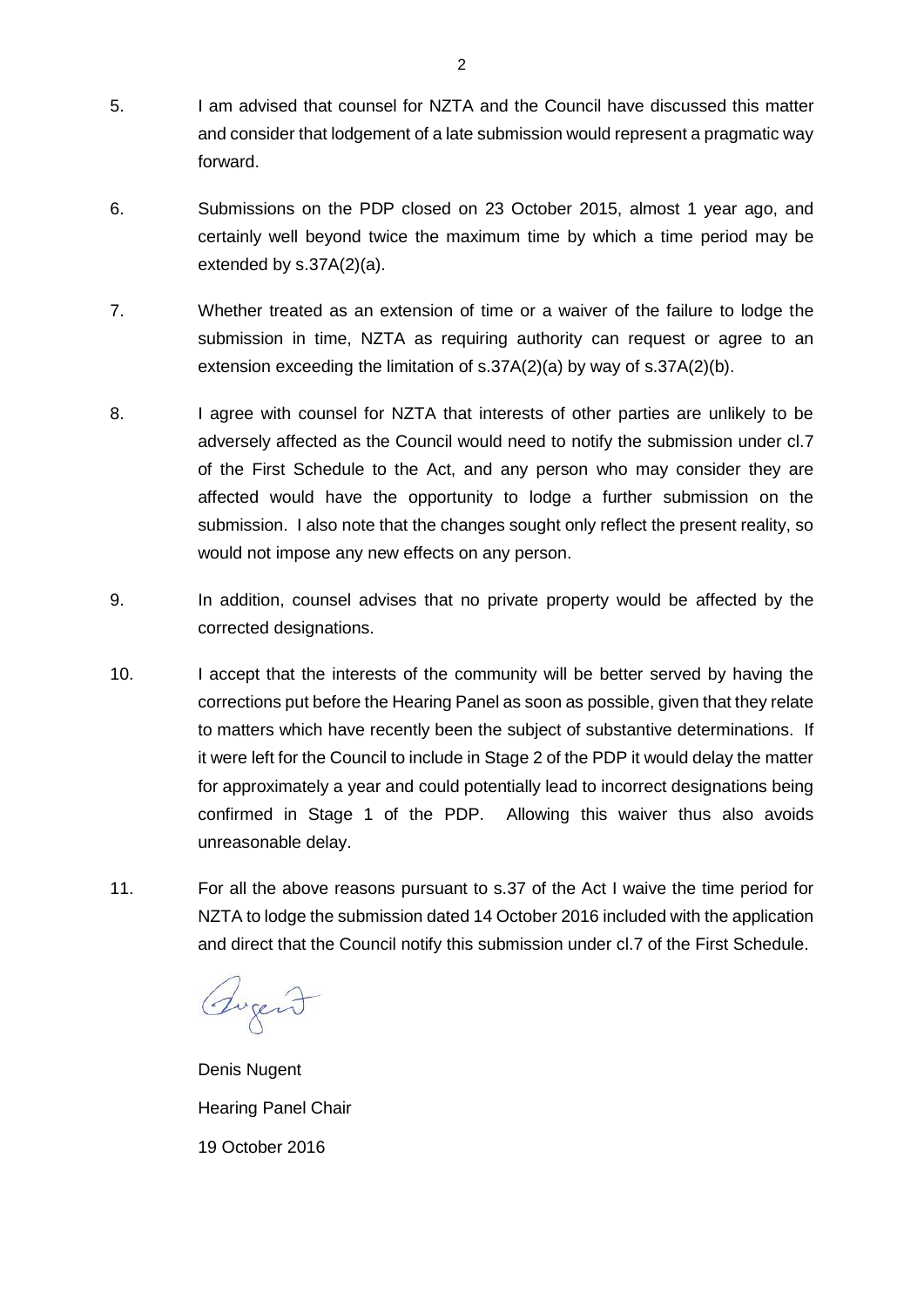5. I am advised that counsel for NZTA and the Council have discussed this matter and consider that lodgement of a late submission would represent a pragmatic way forward.

6. Submissions on the PDP closed on 23 October 2015, almost 1 year ago, and certainly well beyond twice the maximum time by which a time period may be extended by s.37A(2)(a).

7. Whether treated as an extension of time or a waiver of the failure to lodge the submission in time, NZTA as requiring authority can request or agree to an extension exceeding the limitation of s.37A(2)(a) by way of s.37A(2)(b).

8. I agree with counsel for NZTA that interests of other parties are unlikely to be adversely affected as the Council would need to notify the submission under cl.7 of the First Schedule to the Act, and any person who may consider they are affected would have the opportunity to lodge a further submission on the submission. I also note that the changes sought only reflect the present reality, so would not impose any new effects on any person.

9. In addition, counsel advises that no private property would be affected by the corrected designations.

10. I accept that the interests of the community will be better served by having the corrections put before the Hearing Panel as soon as possible, given that they relate to matters which have recently been the subject of substantive determinations. If it were left for the Council to include in Stage 2 of the PDP it would delay the matter for approximately a year and could potentially lead to incorrect designations being confirmed in Stage 1 of the PDP. Allowing this waiver thus also avoids unreasonable delay.

11. For all the above reasons pursuant to s.37 of the Act I waive the time period for NZTA to lodge the submission dated 14 October 2016 included with the application and direct that the Council notify this submission under cl.7 of the First Schedule.

Denis Nugent

Hearing Panel Chair

19 October 2016